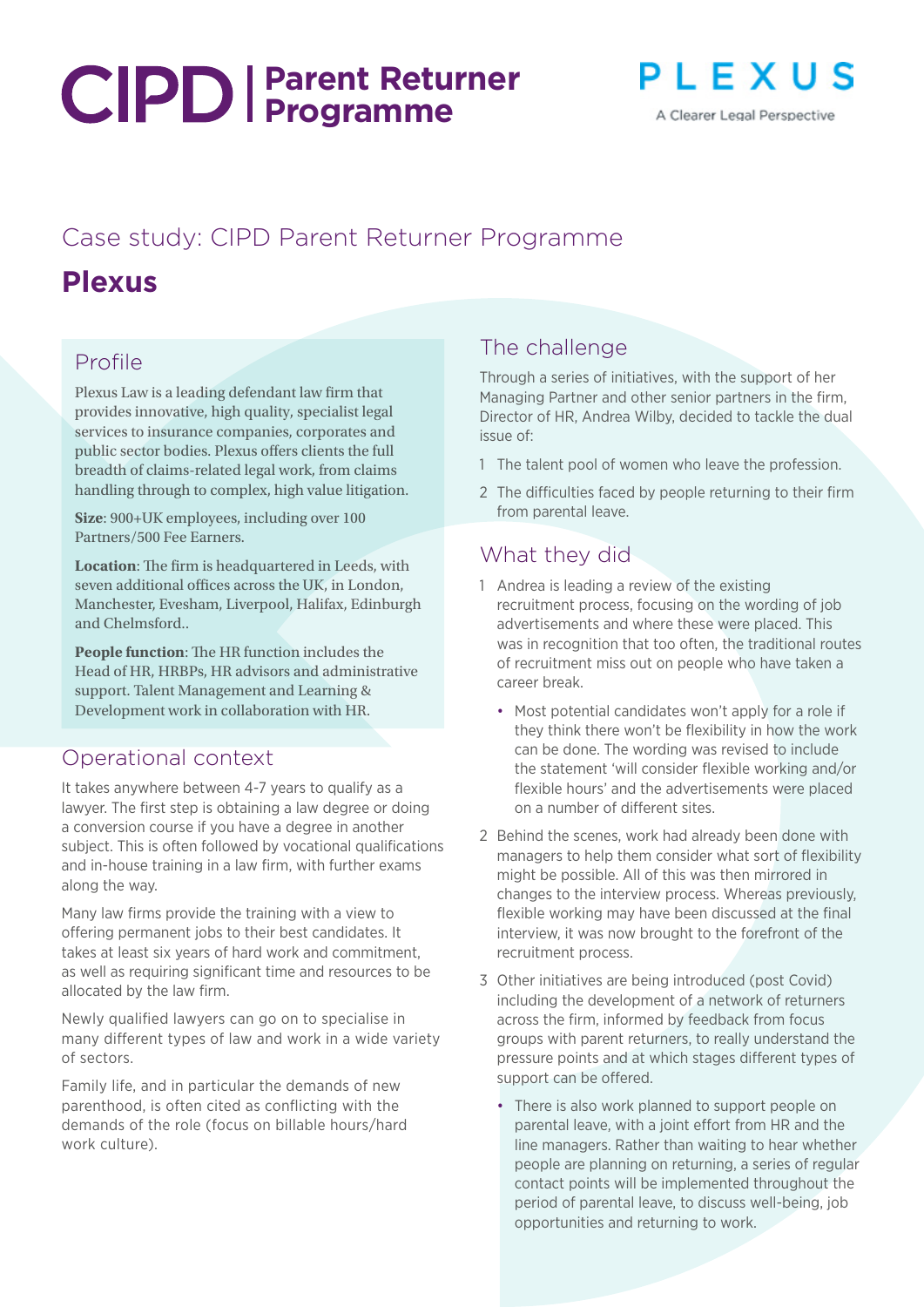# CIPD | Parent Returner Programme

PLEXUS
A Clearer Legal Perspective

Case study: CIPD Parent Returner Programme

# Plexus

## Profile

Plexus Law is a leading defendant law firm that provides innovative, high quality, specialist legal services to insurance companies, corporates and public sector bodies. Plexus offers clients the full breadth of claims-related legal work, from claims handling through to complex, high value litigation.

**Size**: 900+UK employees, including over 100 Partners/500 Fee Earners.

**Location**: The firm is headquartered in Leeds, with seven additional offices across the UK, in London, Manchester, Evesham, Liverpool, Halifax, Edinburgh and Chelmsford..

**People function**: The HR function includes the Head of HR, HRBPs, HR advisors and administrative support. Talent Management and Learning & Development work in collaboration with HR.

## Operational context

It takes anywhere between 4-7 years to qualify as a lawyer. The first step is obtaining a law degree or doing a conversion course if you have a degree in another subject. This is often followed by vocational qualifications and in-house training in a law firm, with further exams along the way.

Many law firms provide the training with a view to offering permanent jobs to their best candidates. It takes at least six years of hard work and commitment, as well as requiring significant time and resources to be allocated by the law firm.

Newly qualified lawyers can go on to specialise in many different types of law and work in a wide variety of sectors.

Family life, and in particular the demands of new parenthood, is often cited as conflicting with the demands of the role (focus on billable hours/hard work culture).

## The challenge

Through a series of initiatives, with the support of her Managing Partner and other senior partners in the firm, Director of HR, Andrea Wilby, decided to tackle the dual issue of:

1. The talent pool of women who leave the profession.
2. The difficulties faced by people returning to their firm from parental leave.

## What they did

1. Andrea is leading a review of the existing recruitment process, focusing on the wording of job advertisements and where these were placed. This was in recognition that too often, the traditional routes of recruitment miss out on people who have taken a career break.
   - Most potential candidates won't apply for a role if they think there won't be flexibility in how the work can be done. The wording was revised to include the statement 'will consider flexible working and/or flexible hours' and the advertisements were placed on a number of different sites.
2. Behind the scenes, work had already been done with managers to help them consider what sort of flexibility might be possible. All of this was then mirrored in changes to the interview process. Whereas previously, flexible working may have been discussed at the final interview, it was now brought to the forefront of the recruitment process.
3. Other initiatives are being introduced (post Covid) including the development of a network of returners across the firm, informed by feedback from focus groups with parent returners, to really understand the pressure points and at which stages different types of support can be offered.
   - There is also work planned to support people on parental leave, with a joint effort from HR and the line managers. Rather than waiting to hear whether people are planning on returning, a series of regular contact points will be implemented throughout the period of parental leave, to discuss well-being, job opportunities and returning to work.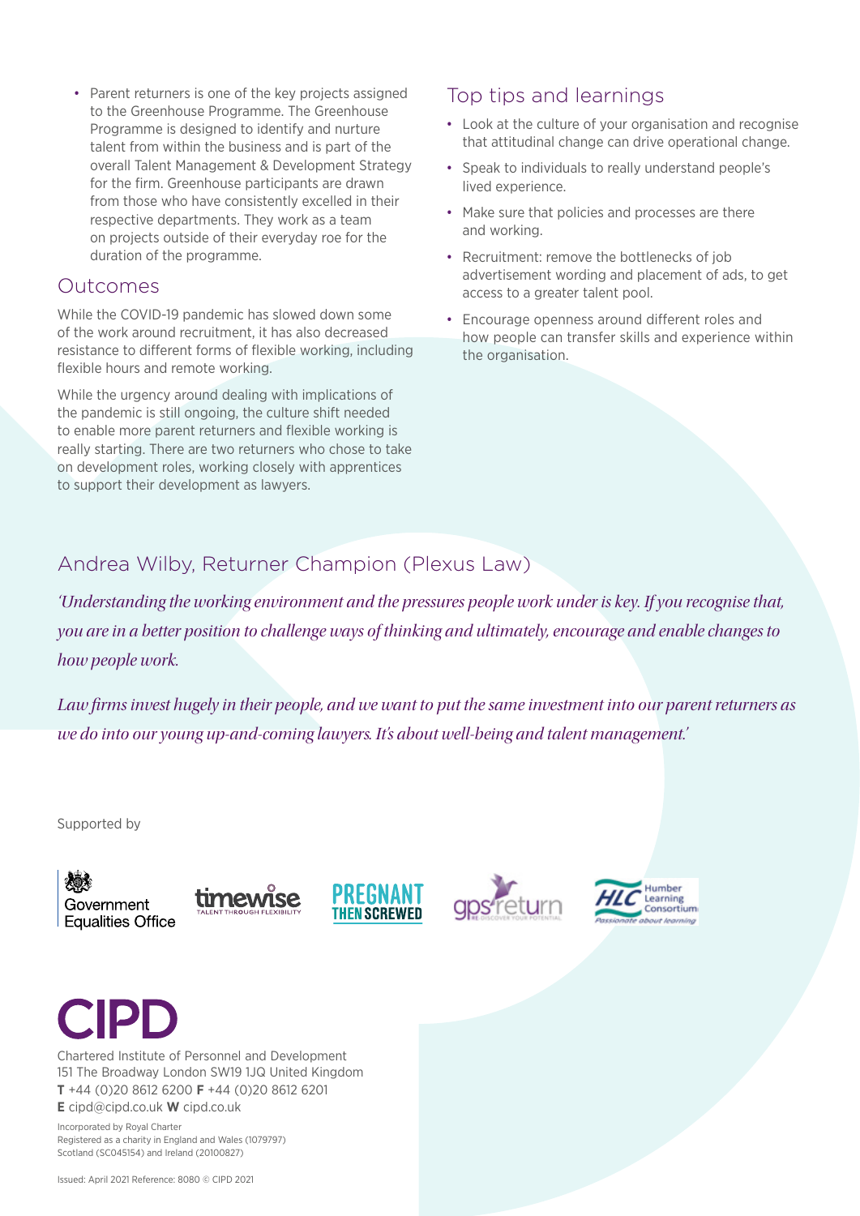- Parent returners is one of the key projects assigned to the Greenhouse Programme. The Greenhouse Programme is designed to identify and nurture talent from within the business and is part of the overall Talent Management & Development Strategy for the firm. Greenhouse participants are drawn from those who have consistently excelled in their respective departments. They work as a team on projects outside of their everyday roe for the duration of the programme.

## Outcomes

While the COVID-19 pandemic has slowed down some of the work around recruitment, it has also decreased resistance to different forms of flexible working, including flexible hours and remote working.

While the urgency around dealing with implications of the pandemic is still ongoing, the culture shift needed to enable more parent returners and flexible working is really starting. There are two returners who chose to take on development roles, working closely with apprentices to support their development as lawyers.

## Top tips and learnings

- Look at the culture of your organisation and recognise that attitudinal change can drive operational change.
- Speak to individuals to really understand people's lived experience.
- Make sure that policies and processes are there and working.
- Recruitment: remove the bottlenecks of job advertisement wording and placement of ads, to get access to a greater talent pool.
- Encourage openness around different roles and how people can transfer skills and experience within the organisation.

## Andrea Wilby, Returner Champion (Plexus Law)

*'Understanding the working environment and the pressures people work under is key. If you recognise that, you are in a better position to challenge ways of thinking and ultimately, encourage and enable changes to how people work.*

*Law firms invest hugely in their people, and we want to put the same investment into our parent returners as we do into our young up-and-coming lawyers. It's about well-being and talent management.'*

Supported by

Government Equalities Office

timewise TALENT THROUGH FLEXIBILITY

PREGNANT THEN SCREWED

gpsreturn RE-DISCOVER YOUR POTENTIAL

HLC Humber Learning Consortium Passionate about learning

CIPD

Chartered Institute of Personnel and Development
151 The Broadway London SW19 1JQ United Kingdom
**T** +44 (0)20 8612 6200 **F** +44 (0)20 8612 6201
**E** cipd@cipd.co.uk **W** cipd.co.uk

Incorporated by Royal Charter
Registered as a charity in England and Wales (1079797)
Scotland (SC045154) and Ireland (20100827)

Issued: April 2021 Reference: 8080 © CIPD 2021